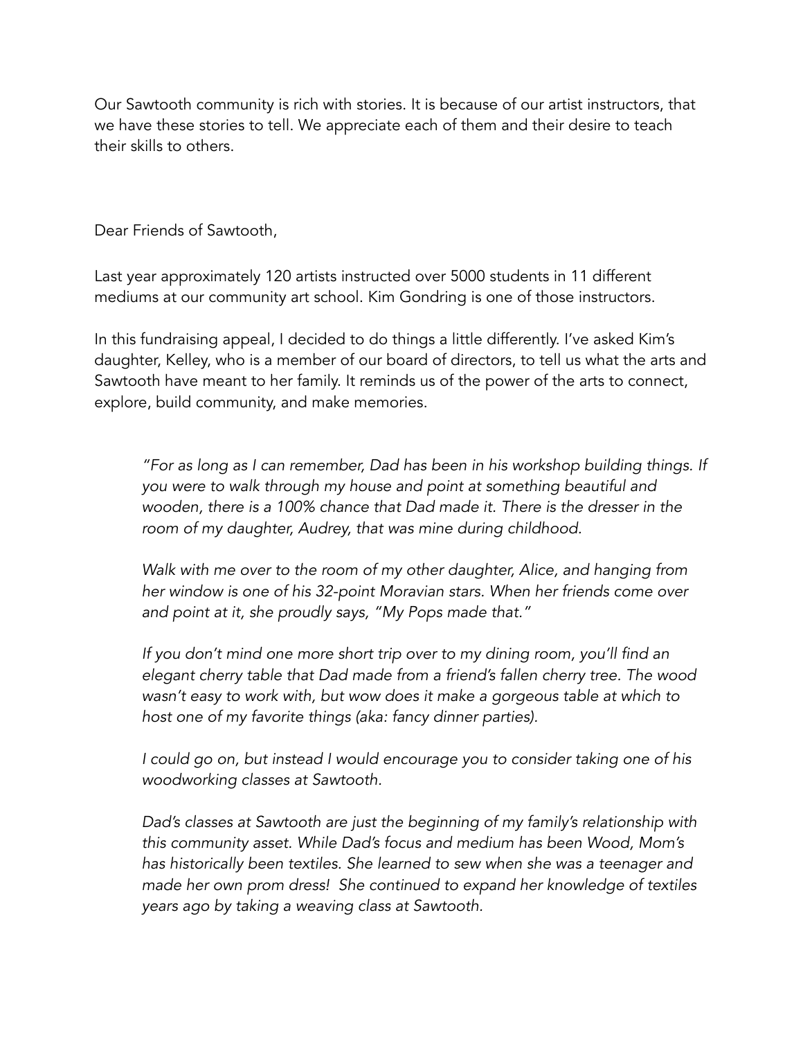Our Sawtooth community is rich with stories. It is because of our artist instructors, that we have these stories to tell. We appreciate each of them and their desire to teach their skills to others.

Dear Friends of Sawtooth,

Last year approximately 120 artists instructed over 5000 students in 11 different mediums at our community art school. Kim Gondring is one of those instructors.

In this fundraising appeal, I decided to do things a little differently. I've asked Kim's daughter, Kelley, who is a member of our board of directors, to tell us what the arts and Sawtooth have meant to her family. It reminds us of the power of the arts to connect, explore, build community, and make memories.

> *"For as long as I can remember, Dad has been in his workshop building things. If you were to walk through my house and point at something beautiful and wooden, there is a 100% chance that Dad made it. There is the dresser in the room of my daughter, Audrey, that was mine during childhood.*
>
> *Walk with me over to the room of my other daughter, Alice, and hanging from her window is one of his 32-point Moravian stars. When her friends come over and point at it, she proudly says, "My Pops made that."*
>
> *If you don't mind one more short trip over to my dining room, you'll find an elegant cherry table that Dad made from a friend's fallen cherry tree. The wood wasn't easy to work with, but wow does it make a gorgeous table at which to host one of my favorite things (aka: fancy dinner parties).*
>
> *I could go on, but instead I would encourage you to consider taking one of his woodworking classes at Sawtooth.*
>
> *Dad's classes at Sawtooth are just the beginning of my family's relationship with this community asset. While Dad's focus and medium has been Wood, Mom's has historically been textiles. She learned to sew when she was a teenager and made her own prom dress! She continued to expand her knowledge of textiles years ago by taking a weaving class at Sawtooth.*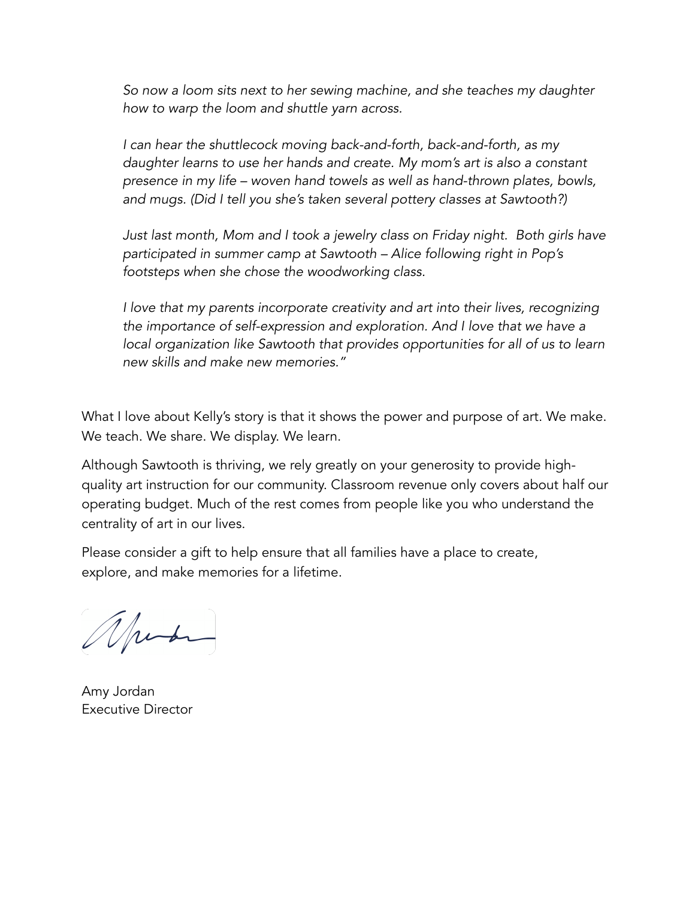*So now a loom sits next to her sewing machine, and she teaches my daughter how to warp the loom and shuttle yarn across.*

*I can hear the shuttlecock moving back-and-forth, back-and-forth, as my daughter learns to use her hands and create. My mom's art is also a constant presence in my life – woven hand towels as well as hand-thrown plates, bowls, and mugs. (Did I tell you she's taken several pottery classes at Sawtooth?)*

*Just last month, Mom and I took a jewelry class on Friday night. Both girls have participated in summer camp at Sawtooth – Alice following right in Pop's footsteps when she chose the woodworking class.*

*I love that my parents incorporate creativity and art into their lives, recognizing the importance of self-expression and exploration. And I love that we have a local organization like Sawtooth that provides opportunities for all of us to learn new skills and make new memories."*

What I love about Kelly's story is that it shows the power and purpose of art. We make. We teach. We share. We display. We learn.

Although Sawtooth is thriving, we rely greatly on your generosity to provide high-quality art instruction for our community. Classroom revenue only covers about half our operating budget. Much of the rest comes from people like you who understand the centrality of art in our lives.

Please consider a gift to help ensure that all families have a place to create, explore, and make memories for a lifetime.

Amy Jordan
Executive Director